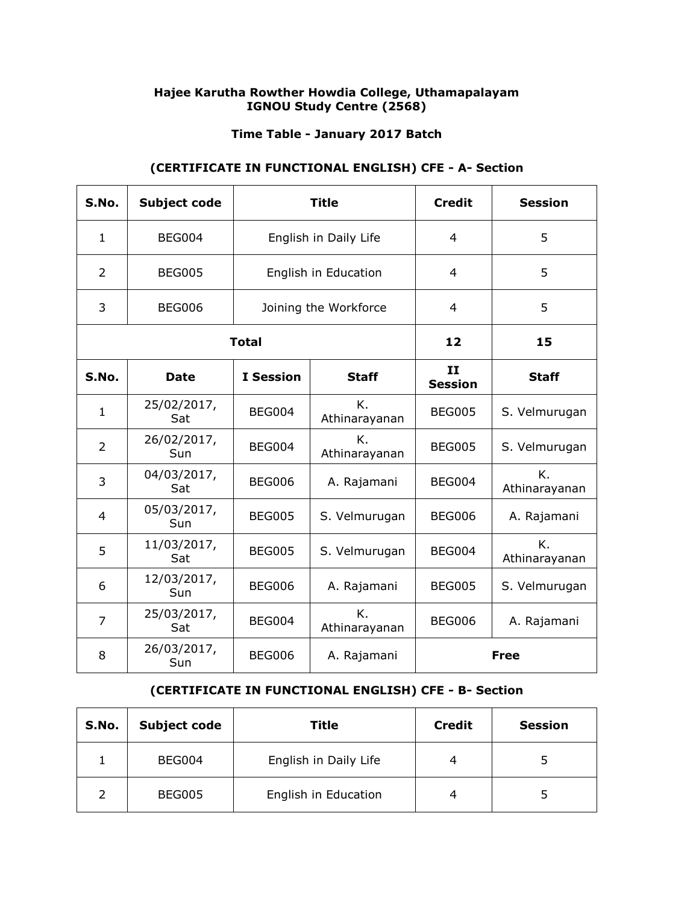**Hajee Karutha Rowther Howdia College, Uthamapalayam**
**IGNOU Study Centre (2568)**

**Time Table - January 2017 Batch**

**(CERTIFICATE IN FUNCTIONAL ENGLISH) CFE - A- Section**

| S.No. | Subject code | Title | | Credit | Session |
|---|---|---|---|---|---|
| 1 | BEG004 | English in Daily Life | | 4 | 5 |
| 2 | BEG005 | English in Education | | 4 | 5 |
| 3 | BEG006 | Joining the Workforce | | 4 | 5 |
| **Total** | | | | **12** | **15** |
| **S.No.** | **Date** | **I Session** | **Staff** | **II Session** | **Staff** |
| 1 | 25/02/2017, Sat | BEG004 | K. Athinarayanan | BEG005 | S. Velmurugan |
| 2 | 26/02/2017, Sun | BEG004 | K. Athinarayanan | BEG005 | S. Velmurugan |
| 3 | 04/03/2017, Sat | BEG006 | A. Rajamani | BEG004 | K. Athinarayanan |
| 4 | 05/03/2017, Sun | BEG005 | S. Velmurugan | BEG006 | A. Rajamani |
| 5 | 11/03/2017, Sat | BEG005 | S. Velmurugan | BEG004 | K. Athinarayanan |
| 6 | 12/03/2017, Sun | BEG006 | A. Rajamani | BEG005 | S. Velmurugan |
| 7 | 25/03/2017, Sat | BEG004 | K. Athinarayanan | BEG006 | A. Rajamani |
| 8 | 26/03/2017, Sun | BEG006 | A. Rajamani | **Free** | |

**(CERTIFICATE IN FUNCTIONAL ENGLISH) CFE - B- Section**

| S.No. | Subject code | Title | Credit | Session |
|---|---|---|---|---|
| 1 | BEG004 | English in Daily Life | 4 | 5 |
| 2 | BEG005 | English in Education | 4 | 5 |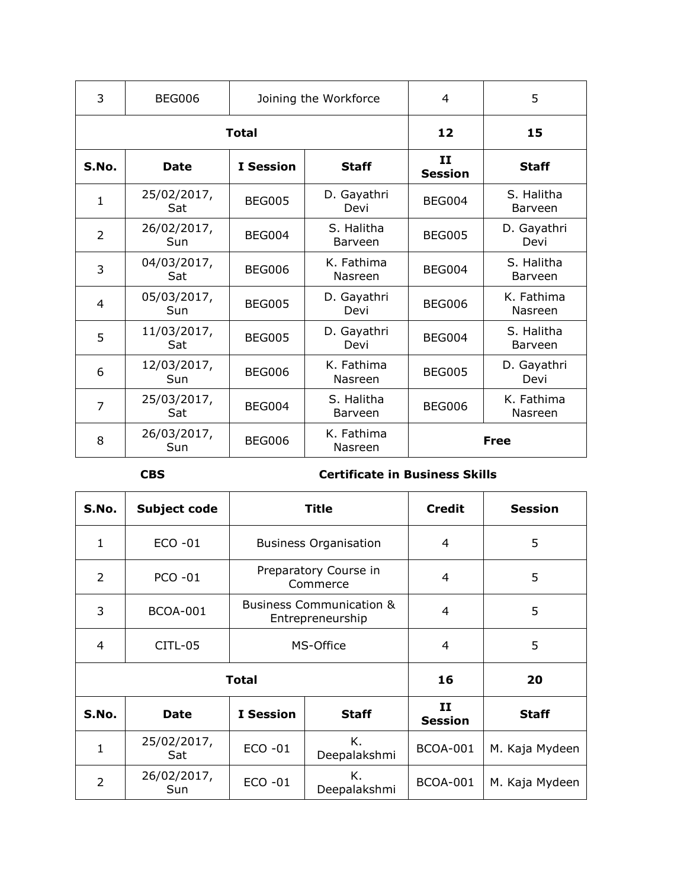| 3 | BEG006 | Joining the Workforce | | 4 | 5 |
|---|---|---|---|---|---|
| **Total** | | | | **12** | **15** |
| **S.No.** | **Date** | **I Session** | **Staff** | **II Session** | **Staff** |
| 1 | 25/02/2017, Sat | BEG005 | D. Gayathri Devi | BEG004 | S. Halitha Barveen |
| 2 | 26/02/2017, Sun | BEG004 | S. Halitha Barveen | BEG005 | D. Gayathri Devi |
| 3 | 04/03/2017, Sat | BEG006 | K. Fathima Nasreen | BEG004 | S. Halitha Barveen |
| 4 | 05/03/2017, Sun | BEG005 | D. Gayathri Devi | BEG006 | K. Fathima Nasreen |
| 5 | 11/03/2017, Sat | BEG005 | D. Gayathri Devi | BEG004 | S. Halitha Barveen |
| 6 | 12/03/2017, Sun | BEG006 | K. Fathima Nasreen | BEG005 | D. Gayathri Devi |
| 7 | 25/03/2017, Sat | BEG004 | S. Halitha Barveen | BEG006 | K. Fathima Nasreen |
| 8 | 26/03/2017, Sun | BEG006 | K. Fathima Nasreen | **Free** | |

**CBS** **Certificate in Business Skills**

| S.No. | Subject code | Title | | Credit | Session |
|---|---|---|---|---|---|
| 1 | ECO -01 | Business Organisation | | 4 | 5 |
| 2 | PCO -01 | Preparatory Course in Commerce | | 4 | 5 |
| 3 | BCOA-001 | Business Communication & Entrepreneurship | | 4 | 5 |
| 4 | CITL-05 | MS-Office | | 4 | 5 |
| **Total** | | | | **16** | **20** |
| **S.No.** | **Date** | **I Session** | **Staff** | **II Session** | **Staff** |
| 1 | 25/02/2017, Sat | ECO -01 | K. Deepalakshmi | BCOA-001 | M. Kaja Mydeen |
| 2 | 26/02/2017, Sun | ECO -01 | K. Deepalakshmi | BCOA-001 | M. Kaja Mydeen |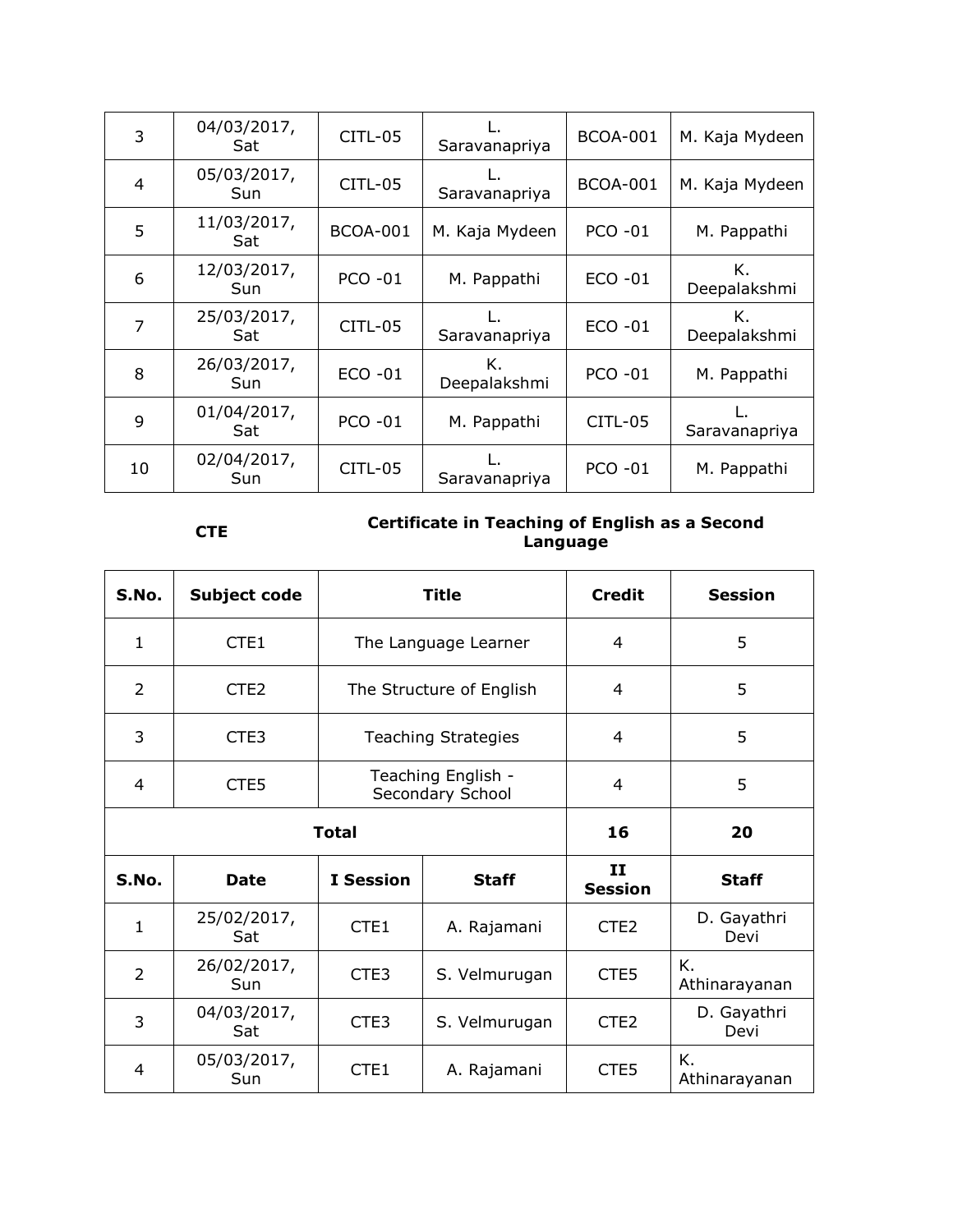| 3 | 04/03/2017, Sat | CITL-05 | L. Saravanapriya | BCOA-001 | M. Kaja Mydeen |
|---|---|---|---|---|---|
| 4 | 05/03/2017, Sun | CITL-05 | L. Saravanapriya | BCOA-001 | M. Kaja Mydeen |
| 5 | 11/03/2017, Sat | BCOA-001 | M. Kaja Mydeen | PCO -01 | M. Pappathi |
| 6 | 12/03/2017, Sun | PCO -01 | M. Pappathi | ECO -01 | K. Deepalakshmi |
| 7 | 25/03/2017, Sat | CITL-05 | L. Saravanapriya | ECO -01 | K. Deepalakshmi |
| 8 | 26/03/2017, Sun | ECO -01 | K. Deepalakshmi | PCO -01 | M. Pappathi |
| 9 | 01/04/2017, Sat | PCO -01 | M. Pappathi | CITL-05 | L. Saravanapriya |
| 10 | 02/04/2017, Sun | CITL-05 | L. Saravanapriya | PCO -01 | M. Pappathi |

**CTE** **Certificate in Teaching of English as a Second Language**

| S.No. | Subject code | Title | | Credit | Session |
|---|---|---|---|---|---|
| 1 | CTE1 | The Language Learner | | 4 | 5 |
| 2 | CTE2 | The Structure of English | | 4 | 5 |
| 3 | CTE3 | Teaching Strategies | | 4 | 5 |
| 4 | CTE5 | Teaching English - Secondary School | | 4 | 5 |
| **Total** | | | | **16** | **20** |
| **S.No.** | **Date** | **I Session** | **Staff** | **II Session** | **Staff** |
| 1 | 25/02/2017, Sat | CTE1 | A. Rajamani | CTE2 | D. Gayathri Devi |
| 2 | 26/02/2017, Sun | CTE3 | S. Velmurugan | CTE5 | K. Athinarayanan |
| 3 | 04/03/2017, Sat | CTE3 | S. Velmurugan | CTE2 | D. Gayathri Devi |
| 4 | 05/03/2017, Sun | CTE1 | A. Rajamani | CTE5 | K. Athinarayanan |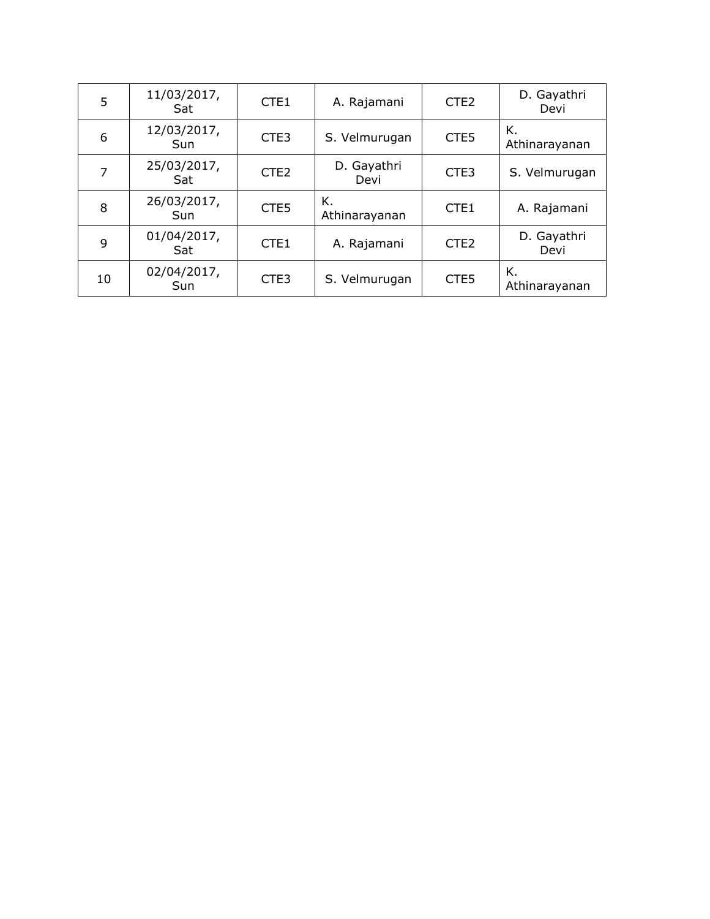| | | | | | |
|---|---|---|---|---|---|
| 5 | 11/03/2017, Sat | CTE1 | A. Rajamani | CTE2 | D. Gayathri Devi |
| 6 | 12/03/2017, Sun | CTE3 | S. Velmurugan | CTE5 | K. Athinarayanan |
| 7 | 25/03/2017, Sat | CTE2 | D. Gayathri Devi | CTE3 | S. Velmurugan |
| 8 | 26/03/2017, Sun | CTE5 | K. Athinarayanan | CTE1 | A. Rajamani |
| 9 | 01/04/2017, Sat | CTE1 | A. Rajamani | CTE2 | D. Gayathri Devi |
| 10 | 02/04/2017, Sun | CTE3 | S. Velmurugan | CTE5 | K. Athinarayanan |